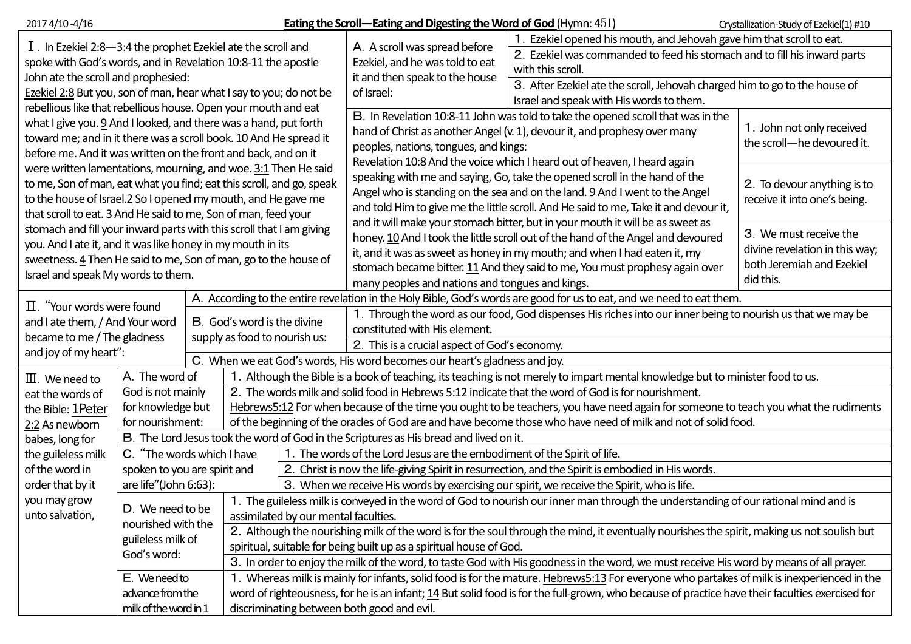2017 4/10-4/16

# Eating the Scroll—Eating and Digesting the Word of God (Hymn: 451)

Crystallization-Study of Ezekiel(1) #10

## Ⅰ. In Ezekiel 2:8—3:4 the prophet Ezekiel ate the scroll and spoke with God's words, and in Revelation 10:8-11 the apostle John ate the scroll and prophesied:

Ezekiel 2:8 But you, son of man, hear what I say to you; do not be rebellious like that rebellious house. Open your mouth and eat what I give you. 9 And I looked, and there was a hand, put forth toward me; and in it there was a scroll book. 10 And He spread it before me. And it was written on the front and back, and on it were written lamentations, mourning, and woe. 3:1 Then He said to me, Son of man, eat what you find; eat this scroll, and go, speak to the house of Israel. 2 So I opened my mouth, and He gave me that scroll to eat. 3 And He said to me, Son of man, feed your stomach and fill your inward parts with this scroll that I am giving you. And I ate it, and it was like honey in my mouth in its sweetness. 4 Then He said to me, Son of man, go to the house of Israel and speak My words to them.

A. A scroll was spread before Ezekiel, and he was told to eat it and then speak to the house of Israel:

1. Ezekiel opened his mouth, and Jehovah gave him that scroll to eat.
2. Ezekiel was commanded to feed his stomach and to fill his inward parts with this scroll.
3. After Ezekiel ate the scroll, Jehovah charged him to go to the house of Israel and speak with His words to them.

B. In Revelation 10:8-11 John was told to take the opened scroll that was in the hand of Christ as another Angel (v. 1), devour it, and prophesy over many peoples, nations, tongues, and kings:

Revelation 10:8 And the voice which I heard out of heaven, I heard again speaking with me and saying, Go, take the opened scroll in the hand of the Angel who is standing on the sea and on the land. 9 And I went to the Angel and told Him to give me the little scroll. And He said to me, Take it and devour it, and it will make your stomach bitter, but in your mouth it will be as sweet as honey. 10 And I took the little scroll out of the hand of the Angel and devoured it, and it was as sweet as honey in my mouth; and when I had eaten it, my stomach became bitter. 11 And they said to me, You must prophesy again over many peoples and nations and tongues and kings.

1. John not only received the scroll—he devoured it.
2. To devour anything is to receive it into one's being.
3. We must receive the divine revelation in this way; both Jeremiah and Ezekiel did this.

## Ⅱ. "Your words were found and I ate them, / And Your word became to me / The gladness and joy of my heart":

A. According to the entire revelation in the Holy Bible, God's words are good for us to eat, and we need to eat them.

B. God's word is the divine supply as food to nourish us:

1. Through the word as our food, God dispenses His riches into our inner being to nourish us that we may be constituted with His element.
2. This is a crucial aspect of God's economy.

C. When we eat God's words, His word becomes our heart's gladness and joy.

## Ⅲ. We need to eat the words of the Bible: 1 Peter 2:2 As newborn babes, long for the guileless milk of the word in order that by it you may grow unto salvation,

A. The word of God is not mainly for knowledge but for nourishment:

1. Although the Bible is a book of teaching, its teaching is not merely to impart mental knowledge but to minister food to us.
2. The words milk and solid food in Hebrews 5:12 indicate that the word of God is for nourishment.
   Hebrews 5:12 For when because of the time you ought to be teachers, you have need again for someone to teach you what the rudiments of the beginning of the oracles of God are and have become those who have need of milk and not of solid food.

B. The Lord Jesus took the word of God in the Scriptures as His bread and lived on it.

C. "The words which I have spoken to you are spirit and are life" (John 6:63):

1. The words of the Lord Jesus are the embodiment of the Spirit of life.
2. Christ is now the life-giving Spirit in resurrection, and the Spirit is embodied in His words.
3. When we receive His words by exercising our spirit, we receive the Spirit, who is life.

D. We need to be nourished with the guileless milk of God's word:

1. The guileless milk is conveyed in the word of God to nourish our inner man through the understanding of our rational mind and is assimilated by our mental faculties.
2. Although the nourishing milk of the word is for the soul through the mind, it eventually nourishes the spirit, making us not soulish but spiritual, suitable for being built up as a spiritual house of God.
3. In order to enjoy the milk of the word, to taste God with His goodness in the word, we must receive His word by means of all prayer.

E. We need to advance from the milk of the word in 1

1. Whereas milk is mainly for infants, solid food is for the mature. Hebrews 5:13 For everyone who partakes of milk is inexperienced in the word of righteousness, for he is an infant; 14 But solid food is for the full-grown, who because of practice have their faculties exercised for discriminating between both good and evil.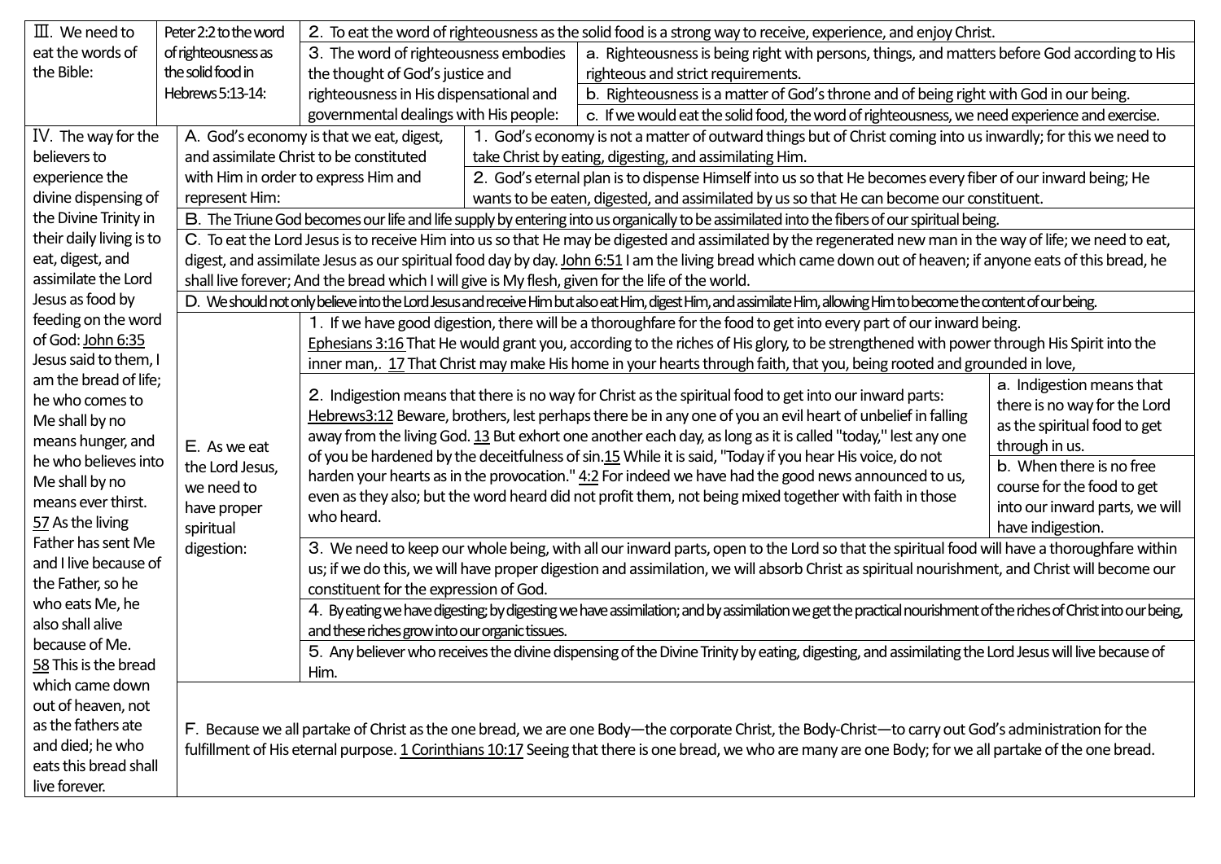| | | | |
|---|---|---|---|
| Ⅲ. We need to eat the words of the Bible: | Peter 2:2 to the word of righteousness as the solid food in Hebrews 5:13-14: | 2. To eat the word of righteousness as the solid food is a strong way to receive, experience, and enjoy Christ. | |
| | | 3. The word of righteousness embodies the thought of God's justice and righteousness in His dispensational and governmental dealings with His people: | a. Righteousness is being right with persons, things, and matters before God according to His righteous and strict requirements. |
| | | | b. Righteousness is a matter of God's throne and of being right with God in our being. |
| | | | c. If we would eat the solid food, the word of righteousness, we need experience and exercise. |

| | | | |
|---|---|---|---|
| Ⅳ. The way for the believers to experience the divine dispensing of the Divine Trinity in their daily living is to eat, digest, and assimilate the Lord Jesus as food by feeding on the word of God: John 6:35 Jesus said to them, I am the bread of life; he who comes to Me shall by no means hunger, and he who believes into Me shall by no means ever thirst. 57 As the living Father has sent Me and I live because of the Father, so he who eats Me, he also shall alive because of Me. 58 This is the bread which came down out of heaven, not as the fathers ate and died; he who eats this bread shall live forever. | A. God's economy is that we eat, digest, and assimilate Christ to be constituted with Him in order to express Him and represent Him: | 1. God's economy is not a matter of outward things but of Christ coming into us inwardly; for this we need to take Christ by eating, digesting, and assimilating Him. | |
| | | 2. God's eternal plan is to dispense Himself into us so that He becomes every fiber of our inward being; He wants to be eaten, digested, and assimilated by us so that He can become our constituent. | |
| | B. The Triune God becomes our life and life supply by entering into us organically to be assimilated into the fibers of our spiritual being. | | |
| | C. To eat the Lord Jesus is to receive Him into us so that He may be digested and assimilated by the regenerated new man in the way of life; we need to eat, digest, and assimilate Jesus as our spiritual food day by day. John 6:51 I am the living bread which came down out of heaven; if anyone eats of this bread, he shall live forever; And the bread which I will give is My flesh, given for the life of the world. | | |
| | D. We should not only believe into the Lord Jesus and receive Him but also eat Him, digest Him, and assimilate Him, allowing Him to become the content of our being. | | |
| | E. As we eat the Lord Jesus, we need to have proper spiritual digestion: | 1. If we have good digestion, there will be a thoroughfare for the food to get into every part of our inward being. Ephesians 3:16 That He would grant you, according to the riches of His glory, to be strengthened with power through His Spirit into the inner man,. 17 That Christ may make His home in your hearts through faith, that you, being rooted and grounded in love, | |
| | | 2. Indigestion means that there is no way for Christ as the spiritual food to get into our inward parts: Hebrews3:12 Beware, brothers, lest perhaps there be in any one of you an evil heart of unbelief in falling away from the living God. 13 But exhort one another each day, as long as it is called "today," lest any one of you be hardened by the deceitfulness of sin.15 While it is said, "Today if you hear His voice, do not harden your hearts as in the provocation." 4:2 For indeed we have had the good news announced to us, even as they also; but the word heard did not profit them, not being mixed together with faith in those who heard. | a. Indigestion means that there is no way for the Lord as the spiritual food to get through in us. |
| | | | b. When there is no free course for the food to get into our inward parts, we will have indigestion. |
| | | 3. We need to keep our whole being, with all our inward parts, open to the Lord so that the spiritual food will have a thoroughfare within us; if we do this, we will have proper digestion and assimilation, we will absorb Christ as spiritual nourishment, and Christ will become our constituent for the expression of God. | |
| | | 4. By eating we have digesting; by digesting we have assimilation; and by assimilation we get the practical nourishment of the riches of Christ into our being, and these riches grow into our organic tissues. | |
| | | 5. Any believer who receives the divine dispensing of the Divine Trinity by eating, digesting, and assimilating the Lord Jesus will live because of Him. | |
| | F. Because we all partake of Christ as the one bread, we are one Body—the corporate Christ, the Body-Christ—to carry out God's administration for the fulfillment of His eternal purpose. 1 Corinthians 10:17 Seeing that there is one bread, we who are many are one Body; for we all partake of the one bread. | | |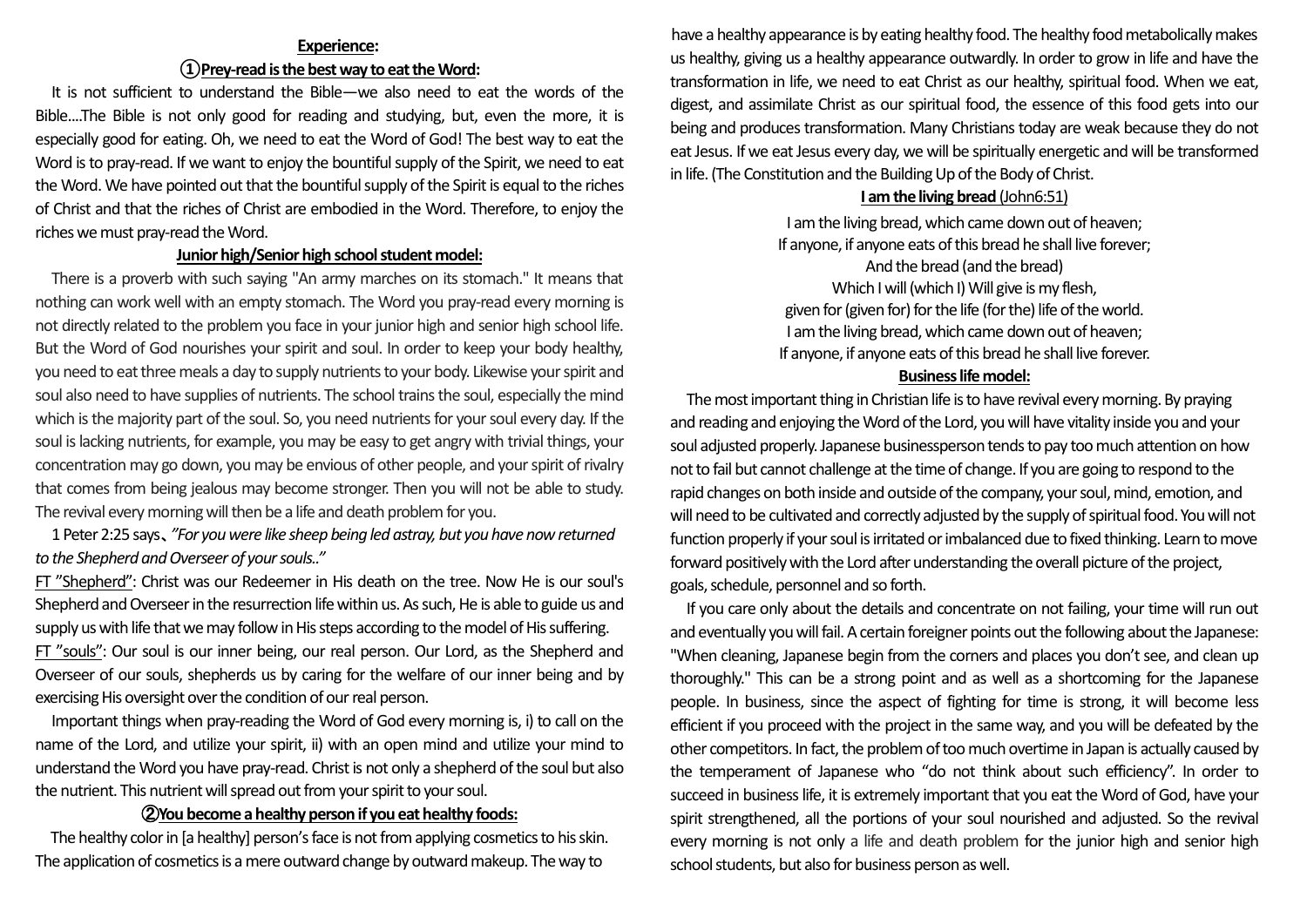**Experience:**

**①Prey-read is the best way to eat the Word:**

It is not sufficient to understand the Bible—we also need to eat the words of the Bible....The Bible is not only good for reading and studying, but, even the more, it is especially good for eating. Oh, we need to eat the Word of God! The best way to eat the Word is to pray-read. If we want to enjoy the bountiful supply of the Spirit, we need to eat the Word. We have pointed out that the bountiful supply of the Spirit is equal to the riches of Christ and that the riches of Christ are embodied in the Word. Therefore, to enjoy the riches we must pray-read the Word.

**Junior high/Senior high school student model:**

There is a proverb with such saying "An army marches on its stomach." It means that nothing can work well with an empty stomach. The Word you pray-read every morning is not directly related to the problem you face in your junior high and senior high school life. But the Word of God nourishes your spirit and soul. In order to keep your body healthy, you need to eat three meals a day to supply nutrients to your body. Likewise your spirit and soul also need to have supplies of nutrients. The school trains the soul, especially the mind which is the majority part of the soul. So, you need nutrients for your soul every day. If the soul is lacking nutrients, for example, you may be easy to get angry with trivial things, your concentration may go down, you may be envious of other people, and your spirit of rivalry that comes from being jealous may become stronger. Then you will not be able to study. The revival every morning will then be a life and death problem for you.

1 Peter 2:25 says、*"For you were like sheep being led astray, but you have now returned to the Shepherd and Overseer of your souls.."*

FT "Shepherd": Christ was our Redeemer in His death on the tree. Now He is our soul's Shepherd and Overseer in the resurrection life within us. As such, He is able to guide us and supply us with life that we may follow in His steps according to the model of His suffering.

FT "souls": Our soul is our inner being, our real person. Our Lord, as the Shepherd and Overseer of our souls, shepherds us by caring for the welfare of our inner being and by exercising His oversight over the condition of our real person.

Important things when pray-reading the Word of God every morning is, i) to call on the name of the Lord, and utilize your spirit, ii) with an open mind and utilize your mind to understand the Word you have pray-read. Christ is not only a shepherd of the soul but also the nutrient. This nutrient will spread out from your spirit to your soul.

**②You become a healthy person if you eat healthy foods:**

The healthy color in [a healthy] person's face is not from applying cosmetics to his skin. The application of cosmetics is a mere outward change by outward makeup. The way to have a healthy appearance is by eating healthy food. The healthy food metabolically makes us healthy, giving us a healthy appearance outwardly. In order to grow in life and have the transformation in life, we need to eat Christ as our healthy, spiritual food. When we eat, digest, and assimilate Christ as our spiritual food, the essence of this food gets into our being and produces transformation. Many Christians today are weak because they do not eat Jesus. If we eat Jesus every day, we will be spiritually energetic and will be transformed in life. (The Constitution and the Building Up of the Body of Christ.

**I am the living bread** (John6:51)

I am the living bread, which came down out of heaven;
If anyone, if anyone eats of this bread he shall live forever;
And the bread (and the bread)
Which I will (which I) Will give is my flesh,
given for (given for) for the life (for the) life of the world.
I am the living bread, which came down out of heaven;
If anyone, if anyone eats of this bread he shall live forever.

**Business life model:**

The most important thing in Christian life is to have revival every morning. By praying and reading and enjoying the Word of the Lord, you will have vitality inside you and your soul adjusted properly. Japanese businessperson tends to pay too much attention on how not to fail but cannot challenge at the time of change. If you are going to respond to the rapid changes on both inside and outside of the company, your soul, mind, emotion, and will need to be cultivated and correctly adjusted by the supply of spiritual food. You will not function properly if your soul is irritated or imbalanced due to fixed thinking. Learn to move forward positively with the Lord after understanding the overall picture of the project, goals, schedule, personnel and so forth.

If you care only about the details and concentrate on not failing, your time will run out and eventually you will fail. A certain foreigner points out the following about the Japanese: "When cleaning, Japanese begin from the corners and places you don't see, and clean up thoroughly." This can be a strong point and as well as a shortcoming for the Japanese people. In business, since the aspect of fighting for time is strong, it will become less efficient if you proceed with the project in the same way, and you will be defeated by the other competitors. In fact, the problem of too much overtime in Japan is actually caused by the temperament of Japanese who "do not think about such efficiency". In order to succeed in business life, it is extremely important that you eat the Word of God, have your spirit strengthened, all the portions of your soul nourished and adjusted. So the revival every morning is not only a life and death problem for the junior high and senior high school students, but also for business person as well.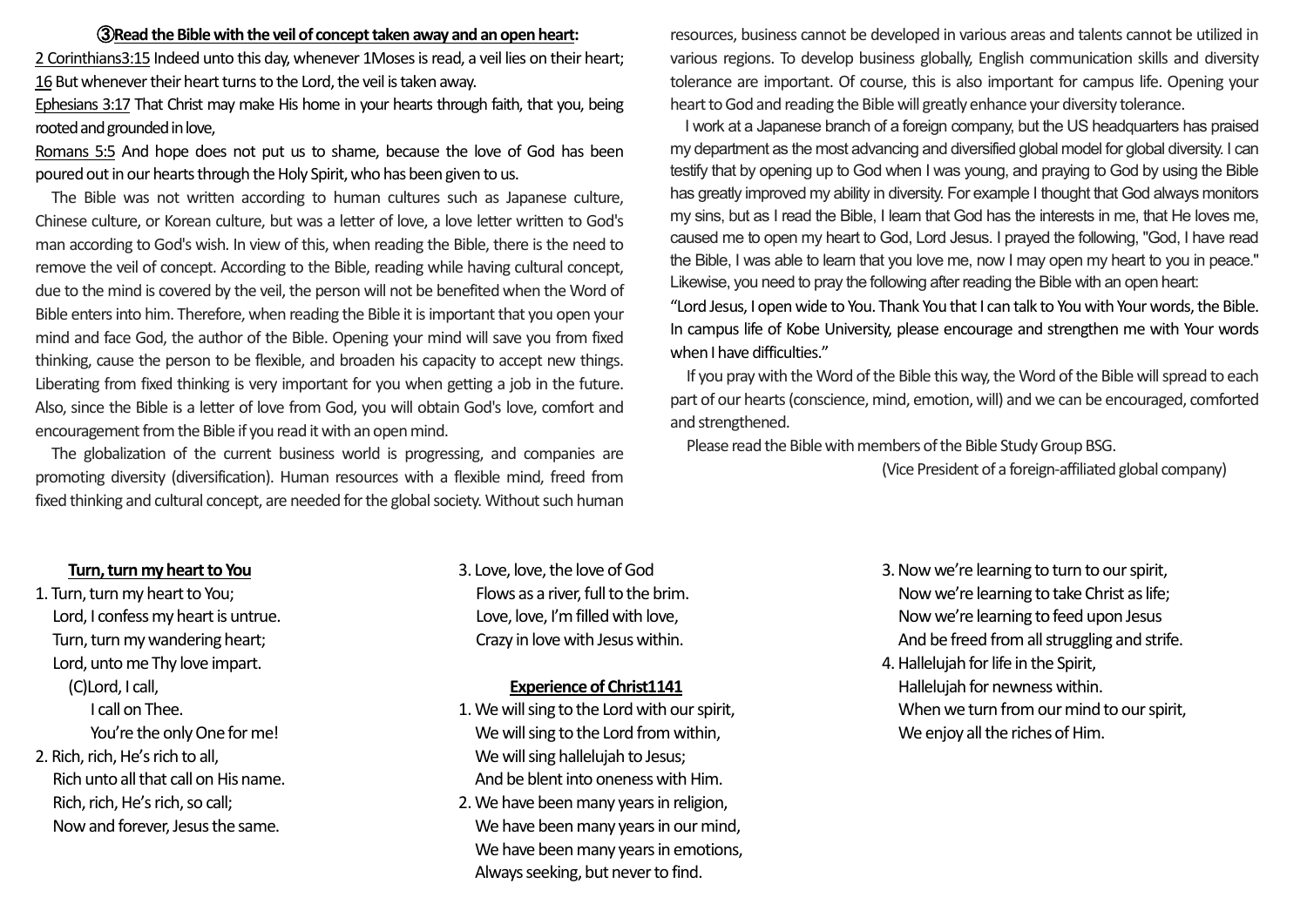### ③**Read the Bible with the veil of concept taken away and an open heart:**

2 Corinthians3:15 Indeed unto this day, whenever 1Moses is read, a veil lies on their heart; 16 But whenever their heart turns to the Lord, the veil is taken away.

Ephesians 3:17 That Christ may make His home in your hearts through faith, that you, being rooted and grounded in love,

Romans 5:5 And hope does not put us to shame, because the love of God has been poured out in our hearts through the Holy Spirit, who has been given to us.

The Bible was not written according to human cultures such as Japanese culture, Chinese culture, or Korean culture, but was a letter of love, a love letter written to God's man according to God's wish. In view of this, when reading the Bible, there is the need to remove the veil of concept. According to the Bible, reading while having cultural concept, due to the mind is covered by the veil, the person will not be benefited when the Word of Bible enters into him. Therefore, when reading the Bible it is important that you open your mind and face God, the author of the Bible. Opening your mind will save you from fixed thinking, cause the person to be flexible, and broaden his capacity to accept new things. Liberating from fixed thinking is very important for you when getting a job in the future. Also, since the Bible is a letter of love from God, you will obtain God's love, comfort and encouragement from the Bible if you read it with an open mind.

The globalization of the current business world is progressing, and companies are promoting diversity (diversification). Human resources with a flexible mind, freed from fixed thinking and cultural concept, are needed for the global society. Without such human resources, business cannot be developed in various areas and talents cannot be utilized in various regions. To develop business globally, English communication skills and diversity tolerance are important. Of course, this is also important for campus life. Opening your heart to God and reading the Bible will greatly enhance your diversity tolerance.

I work at a Japanese branch of a foreign company, but the US headquarters has praised my department as the most advancing and diversified global model for global diversity. I can testify that by opening up to God when I was young, and praying to God by using the Bible has greatly improved my ability in diversity. For example I thought that God always monitors my sins, but as I read the Bible, I learn that God has the interests in me, that He loves me, caused me to open my heart to God, Lord Jesus. I prayed the following, "God, I have read the Bible, I was able to learn that you love me, now I may open my heart to you in peace." Likewise, you need to pray the following after reading the Bible with an open heart:

"Lord Jesus, I open wide to You. Thank You that I can talk to You with Your words, the Bible. In campus life of Kobe University, please encourage and strengthen me with Your words when I have difficulties."

If you pray with the Word of the Bible this way, the Word of the Bible will spread to each part of our hearts (conscience, mind, emotion, will) and we can be encouraged, comforted and strengthened.

Please read the Bible with members of the Bible Study Group BSG.

(Vice President of a foreign-affiliated global company)

**Turn, turn my heart to You**

1. Turn, turn my heart to You;
   Lord, I confess my heart is untrue.
   Turn, turn my wandering heart;
   Lord, unto me Thy love impart.
   (C)Lord, I call,
   I call on Thee.
   You're the only One for me!
2. Rich, rich, He's rich to all,
   Rich unto all that call on His name.
   Rich, rich, He's rich, so call;
   Now and forever, Jesus the same.
3. Love, love, the love of God
   Flows as a river, full to the brim.
   Love, love, I'm filled with love,
   Crazy in love with Jesus within.

**Experience of Christ1141**

1. We will sing to the Lord with our spirit,
   We will sing to the Lord from within,
   We will sing hallelujah to Jesus;
   And be blent into oneness with Him.
2. We have been many years in religion,
   We have been many years in our mind,
   We have been many years in emotions,
   Always seeking, but never to find.
3. Now we're learning to turn to our spirit,
   Now we're learning to take Christ as life;
   Now we're learning to feed upon Jesus
   And be freed from all struggling and strife.
4. Hallelujah for life in the Spirit,
   Hallelujah for newness within.
   When we turn from our mind to our spirit,
   We enjoy all the riches of Him.